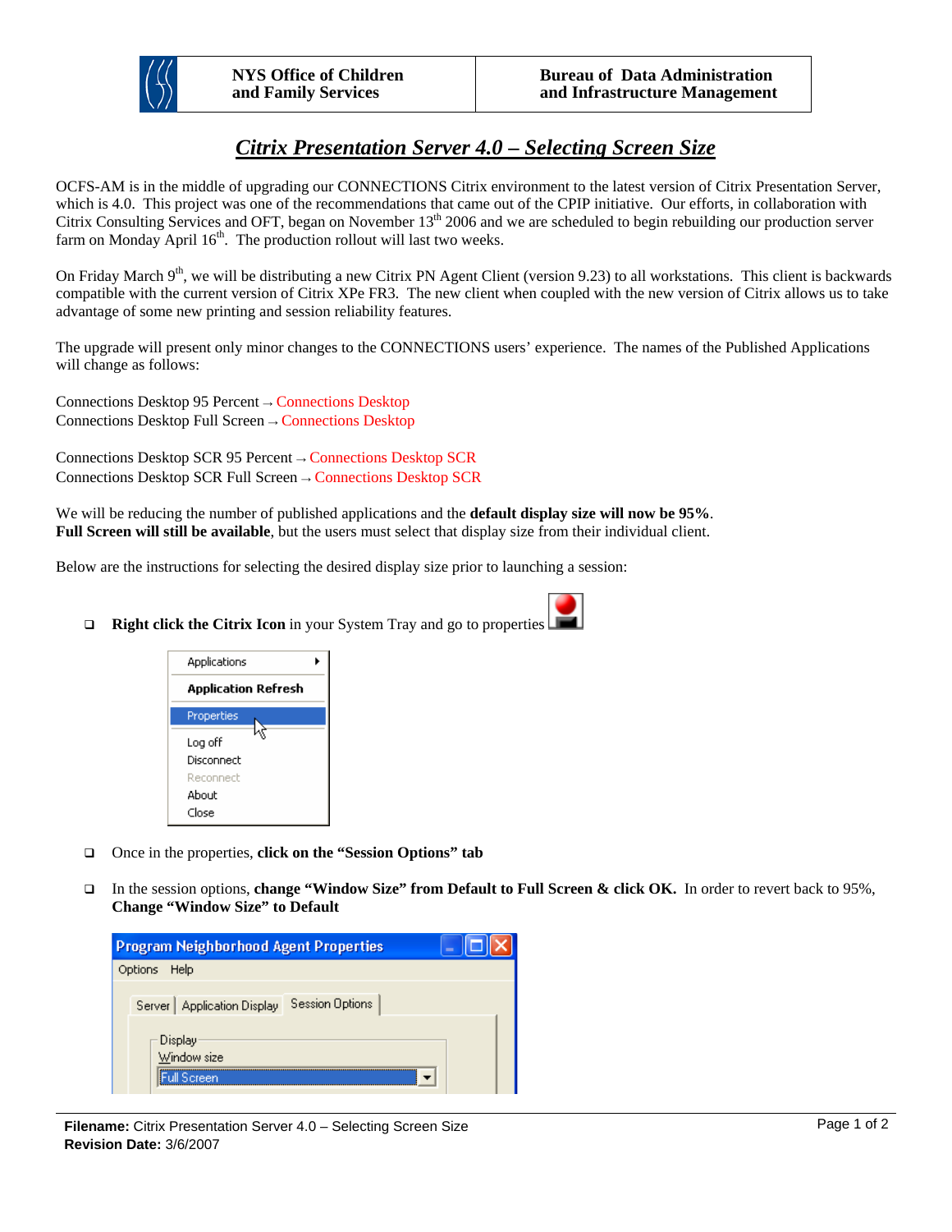| NYS Office of Children and Family Services | Bureau of Data Administration and Infrastructure Management |
|---|---|

# *Citrix Presentation Server 4.0 – Selecting Screen Size*

OCFS-AM is in the middle of upgrading our CONNECTIONS Citrix environment to the latest version of Citrix Presentation Server, which is 4.0. This project was one of the recommendations that came out of the CPIP initiative. Our efforts, in collaboration with Citrix Consulting Services and OFT, began on November 13th 2006 and we are scheduled to begin rebuilding our production server farm on Monday April 16th. The production rollout will last two weeks.

On Friday March 9th, we will be distributing a new Citrix PN Agent Client (version 9.23) to all workstations. This client is backwards compatible with the current version of Citrix XPe FR3. The new client when coupled with the new version of Citrix allows us to take advantage of some new printing and session reliability features.

The upgrade will present only minor changes to the CONNECTIONS users' experience. The names of the Published Applications will change as follows:

Connections Desktop 95 Percent → Connections Desktop
Connections Desktop Full Screen → Connections Desktop

Connections Desktop SCR 95 Percent → Connections Desktop SCR
Connections Desktop SCR Full Screen → Connections Desktop SCR

We will be reducing the number of published applications and the **default display size will now be 95%**. **Full Screen will still be available**, but the users must select that display size from their individual client.

Below are the instructions for selecting the desired display size prior to launching a session:

- **Right click the Citrix Icon** in your System Tray and go to properties

  Applications
  Application Refresh
  Properties
  Log off
  Disconnect
  Reconnect
  About
  Close

- Once in the properties, **click on the "Session Options" tab**

- In the session options, **change "Window Size" from Default to Full Screen & click OK.** In order to revert back to 95%, **Change "Window Size" to Default**

  Program Neighborhood Agent Properties
  Options Help
  Server | Application Display | Session Options
  Display
  Window size
  Full Screen

**Filename:** Citrix Presentation Server 4.0 – Selecting Screen Size
**Revision Date:** 3/6/2007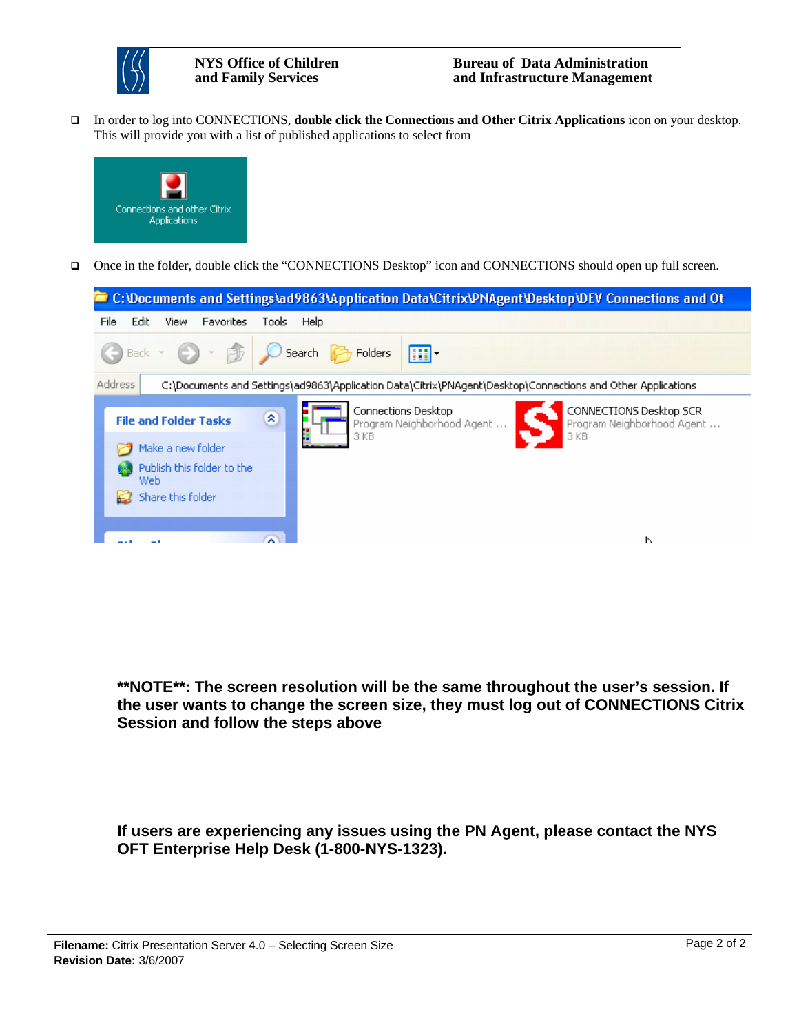- In order to log into CONNECTIONS, **double click the Connections and Other Citrix Applications** icon on your desktop. This will provide you with a list of published applications to select from

- Once in the folder, double click the "CONNECTIONS Desktop" icon and CONNECTIONS should open up full screen.

**\*\*NOTE\*\*: The screen resolution will be the same throughout the user's session. If the user wants to change the screen size, they must log out of CONNECTIONS Citrix Session and follow the steps above**

**If users are experiencing any issues using the PN Agent, please contact the NYS OFT Enterprise Help Desk (1-800-NYS-1323).**